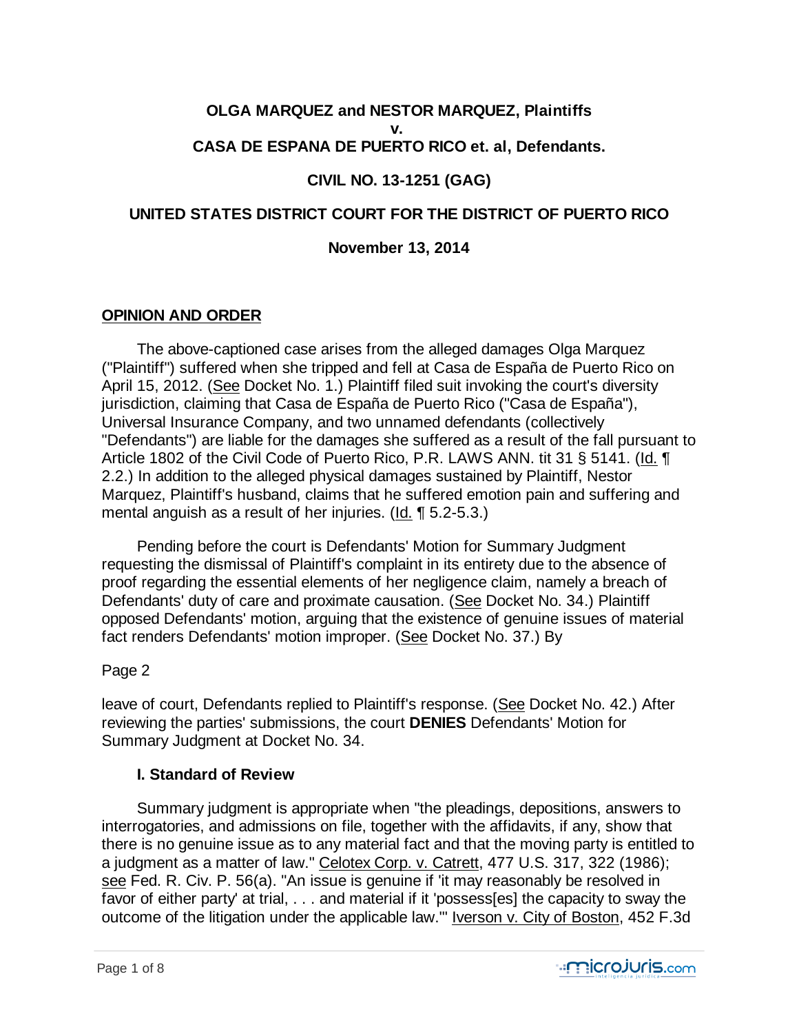**OLGA MARQUEZ and NESTOR MARQUEZ, Plaintiffs**
**v.**
**CASA DE ESPANA DE PUERTO RICO et. al, Defendants.**

**CIVIL NO. 13-1251 (GAG)**

**UNITED STATES DISTRICT COURT FOR THE DISTRICT OF PUERTO RICO**

**November 13, 2014**

## OPINION AND ORDER

The above-captioned case arises from the alleged damages Olga Marquez ("Plaintiff") suffered when she tripped and fell at Casa de España de Puerto Rico on April 15, 2012. (See Docket No. 1.) Plaintiff filed suit invoking the court's diversity jurisdiction, claiming that Casa de España de Puerto Rico ("Casa de España"), Universal Insurance Company, and two unnamed defendants (collectively "Defendants") are liable for the damages she suffered as a result of the fall pursuant to Article 1802 of the Civil Code of Puerto Rico, P.R. LAWS ANN. tit 31 § 5141. (Id. ¶ 2.2.) In addition to the alleged physical damages sustained by Plaintiff, Nestor Marquez, Plaintiff's husband, claims that he suffered emotion pain and suffering and mental anguish as a result of her injuries. (Id. ¶ 5.2-5.3.)

Pending before the court is Defendants' Motion for Summary Judgment requesting the dismissal of Plaintiff's complaint in its entirety due to the absence of proof regarding the essential elements of her negligence claim, namely a breach of Defendants' duty of care and proximate causation. (See Docket No. 34.) Plaintiff opposed Defendants' motion, arguing that the existence of genuine issues of material fact renders Defendants' motion improper. (See Docket No. 37.) By

Page 2

leave of court, Defendants replied to Plaintiff's response. (See Docket No. 42.) After reviewing the parties' submissions, the court **DENIES** Defendants' Motion for Summary Judgment at Docket No. 34.

### I. Standard of Review

Summary judgment is appropriate when "the pleadings, depositions, answers to interrogatories, and admissions on file, together with the affidavits, if any, show that there is no genuine issue as to any material fact and that the moving party is entitled to a judgment as a matter of law." Celotex Corp. v. Catrett, 477 U.S. 317, 322 (1986); see Fed. R. Civ. P. 56(a). "An issue is genuine if 'it may reasonably be resolved in favor of either party' at trial, . . . and material if it 'possess[es] the capacity to sway the outcome of the litigation under the applicable law.'" Iverson v. City of Boston, 452 F.3d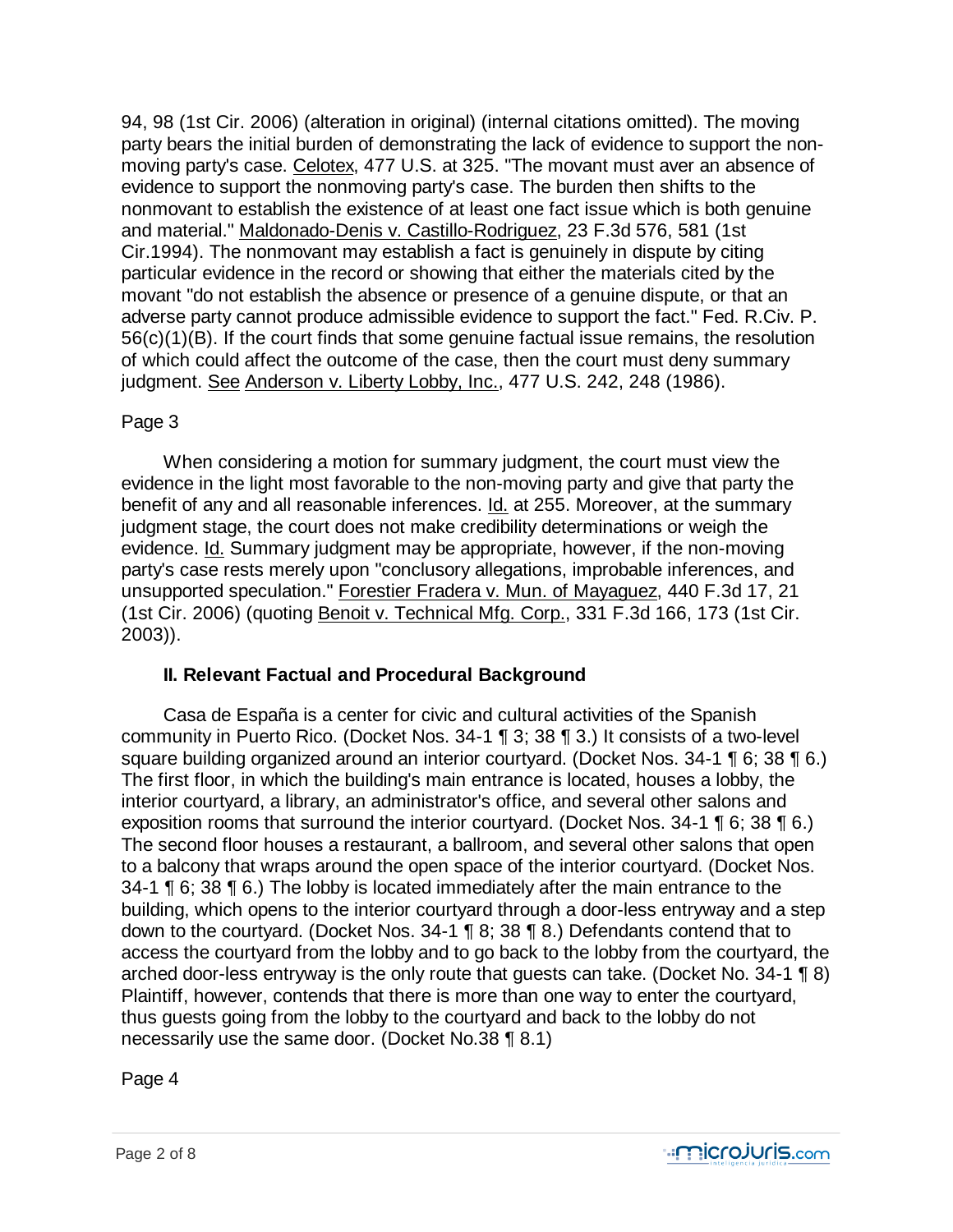94, 98 (1st Cir. 2006) (alteration in original) (internal citations omitted). The moving party bears the initial burden of demonstrating the lack of evidence to support the non-moving party's case. Celotex, 477 U.S. at 325. "The movant must aver an absence of evidence to support the nonmoving party's case. The burden then shifts to the nonmovant to establish the existence of at least one fact issue which is both genuine and material." Maldonado-Denis v. Castillo-Rodriguez, 23 F.3d 576, 581 (1st Cir.1994). The nonmovant may establish a fact is genuinely in dispute by citing particular evidence in the record or showing that either the materials cited by the movant "do not establish the absence or presence of a genuine dispute, or that an adverse party cannot produce admissible evidence to support the fact." Fed. R.Civ. P. 56(c)(1)(B). If the court finds that some genuine factual issue remains, the resolution of which could affect the outcome of the case, then the court must deny summary judgment. See Anderson v. Liberty Lobby, Inc., 477 U.S. 242, 248 (1986).

Page 3

When considering a motion for summary judgment, the court must view the evidence in the light most favorable to the non-moving party and give that party the benefit of any and all reasonable inferences. Id. at 255. Moreover, at the summary judgment stage, the court does not make credibility determinations or weigh the evidence. Id. Summary judgment may be appropriate, however, if the non-moving party's case rests merely upon "conclusory allegations, improbable inferences, and unsupported speculation." Forestier Fradera v. Mun. of Mayaguez, 440 F.3d 17, 21 (1st Cir. 2006) (quoting Benoit v. Technical Mfg. Corp., 331 F.3d 166, 173 (1st Cir. 2003)).

## II. Relevant Factual and Procedural Background

Casa de España is a center for civic and cultural activities of the Spanish community in Puerto Rico. (Docket Nos. 34-1 ¶ 3; 38 ¶ 3.) It consists of a two-level square building organized around an interior courtyard. (Docket Nos. 34-1 ¶ 6; 38 ¶ 6.) The first floor, in which the building's main entrance is located, houses a lobby, the interior courtyard, a library, an administrator's office, and several other salons and exposition rooms that surround the interior courtyard. (Docket Nos. 34-1 ¶ 6; 38 ¶ 6.) The second floor houses a restaurant, a ballroom, and several other salons that open to a balcony that wraps around the open space of the interior courtyard. (Docket Nos. 34-1 ¶ 6; 38 ¶ 6.) The lobby is located immediately after the main entrance to the building, which opens to the interior courtyard through a door-less entryway and a step down to the courtyard. (Docket Nos. 34-1 ¶ 8; 38 ¶ 8.) Defendants contend that to access the courtyard from the lobby and to go back to the lobby from the courtyard, the arched door-less entryway is the only route that guests can take. (Docket No. 34-1 ¶ 8) Plaintiff, however, contends that there is more than one way to enter the courtyard, thus guests going from the lobby to the courtyard and back to the lobby do not necessarily use the same door. (Docket No.38 ¶ 8.1)

Page 4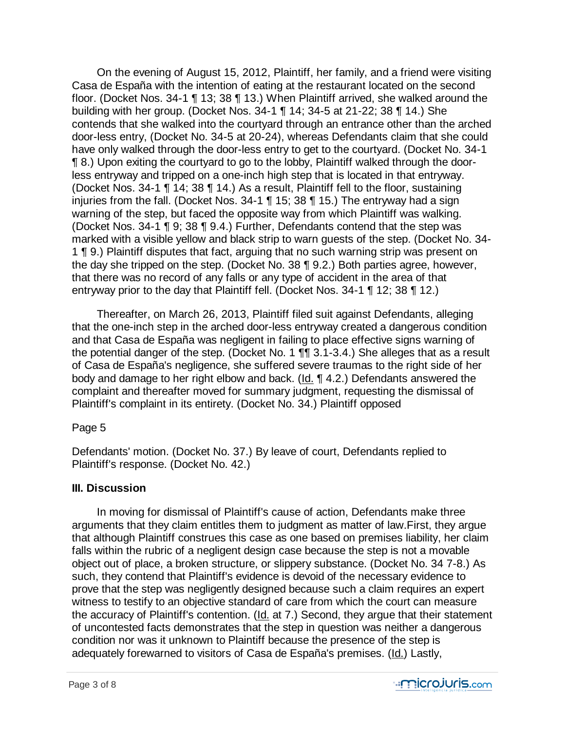On the evening of August 15, 2012, Plaintiff, her family, and a friend were visiting Casa de España with the intention of eating at the restaurant located on the second floor. (Docket Nos. 34-1 ¶ 13; 38 ¶ 13.) When Plaintiff arrived, she walked around the building with her group. (Docket Nos. 34-1 ¶ 14; 34-5 at 21-22; 38 ¶ 14.) She contends that she walked into the courtyard through an entrance other than the arched door-less entry, (Docket No. 34-5 at 20-24), whereas Defendants claim that she could have only walked through the door-less entry to get to the courtyard. (Docket No. 34-1 ¶ 8.) Upon exiting the courtyard to go to the lobby, Plaintiff walked through the door-less entryway and tripped on a one-inch high step that is located in that entryway. (Docket Nos. 34-1 ¶ 14; 38 ¶ 14.) As a result, Plaintiff fell to the floor, sustaining injuries from the fall. (Docket Nos. 34-1 ¶ 15; 38 ¶ 15.) The entryway had a sign warning of the step, but faced the opposite way from which Plaintiff was walking. (Docket Nos. 34-1 ¶ 9; 38 ¶ 9.4.) Further, Defendants contend that the step was marked with a visible yellow and black strip to warn guests of the step. (Docket No. 34-1 ¶ 9.) Plaintiff disputes that fact, arguing that no such warning strip was present on the day she tripped on the step. (Docket No. 38 ¶ 9.2.) Both parties agree, however, that there was no record of any falls or any type of accident in the area of that entryway prior to the day that Plaintiff fell. (Docket Nos. 34-1 ¶ 12; 38 ¶ 12.)

Thereafter, on March 26, 2013, Plaintiff filed suit against Defendants, alleging that the one-inch step in the arched door-less entryway created a dangerous condition and that Casa de España was negligent in failing to place effective signs warning of the potential danger of the step. (Docket No. 1 ¶¶ 3.1-3.4.) She alleges that as a result of Casa de España's negligence, she suffered severe traumas to the right side of her body and damage to her right elbow and back. (Id. ¶ 4.2.) Defendants answered the complaint and thereafter moved for summary judgment, requesting the dismissal of Plaintiff's complaint in its entirety. (Docket No. 34.) Plaintiff opposed

Page 5

Defendants' motion. (Docket No. 37.) By leave of court, Defendants replied to Plaintiff's response. (Docket No. 42.)

### III. Discussion

In moving for dismissal of Plaintiff's cause of action, Defendants make three arguments that they claim entitles them to judgment as matter of law.First, they argue that although Plaintiff construes this case as one based on premises liability, her claim falls within the rubric of a negligent design case because the step is not a movable object out of place, a broken structure, or slippery substance. (Docket No. 34 7-8.) As such, they contend that Plaintiff's evidence is devoid of the necessary evidence to prove that the step was negligently designed because such a claim requires an expert witness to testify to an objective standard of care from which the court can measure the accuracy of Plaintiff's contention. (Id. at 7.) Second, they argue that their statement of uncontested facts demonstrates that the step in question was neither a dangerous condition nor was it unknown to Plaintiff because the presence of the step is adequately forewarned to visitors of Casa de España's premises. (Id.) Lastly,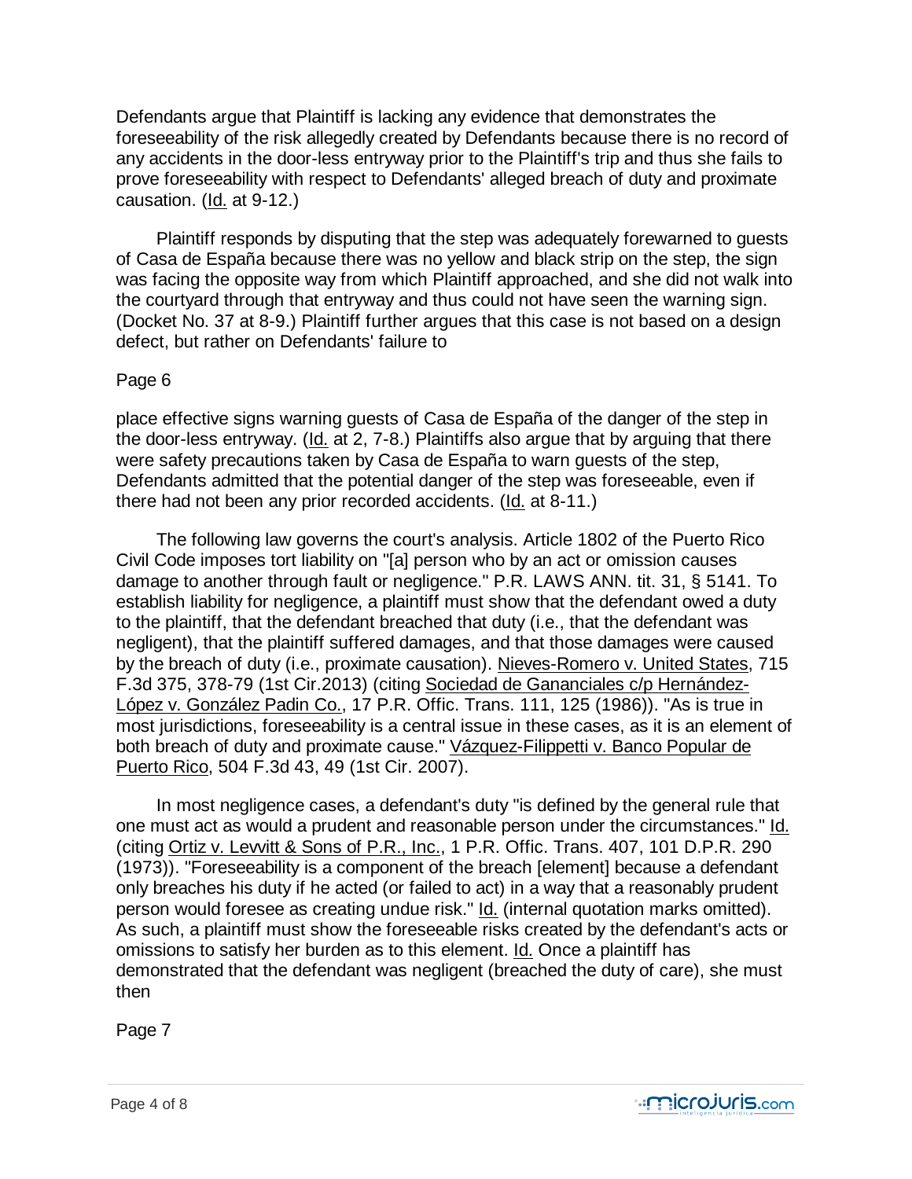Defendants argue that Plaintiff is lacking any evidence that demonstrates the foreseeability of the risk allegedly created by Defendants because there is no record of any accidents in the door-less entryway prior to the Plaintiff's trip and thus she fails to prove foreseeability with respect to Defendants' alleged breach of duty and proximate causation. (Id. at 9-12.)

Plaintiff responds by disputing that the step was adequately forewarned to guests of Casa de España because there was no yellow and black strip on the step, the sign was facing the opposite way from which Plaintiff approached, and she did not walk into the courtyard through that entryway and thus could not have seen the warning sign. (Docket No. 37 at 8-9.) Plaintiff further argues that this case is not based on a design defect, but rather on Defendants' failure to

Page 6

place effective signs warning guests of Casa de España of the danger of the step in the door-less entryway. (Id. at 2, 7-8.) Plaintiffs also argue that by arguing that there were safety precautions taken by Casa de España to warn guests of the step, Defendants admitted that the potential danger of the step was foreseeable, even if there had not been any prior recorded accidents. (Id. at 8-11.)

The following law governs the court's analysis. Article 1802 of the Puerto Rico Civil Code imposes tort liability on "[a] person who by an act or omission causes damage to another through fault or negligence." P.R. LAWS ANN. tit. 31, § 5141. To establish liability for negligence, a plaintiff must show that the defendant owed a duty to the plaintiff, that the defendant breached that duty (i.e., that the defendant was negligent), that the plaintiff suffered damages, and that those damages were caused by the breach of duty (i.e., proximate causation). Nieves-Romero v. United States, 715 F.3d 375, 378-79 (1st Cir.2013) (citing Sociedad de Gananciales c/p Hernández-López v. González Padin Co., 17 P.R. Offic. Trans. 111, 125 (1986)). "As is true in most jurisdictions, foreseeability is a central issue in these cases, as it is an element of both breach of duty and proximate cause." Vázquez-Filippetti v. Banco Popular de Puerto Rico, 504 F.3d 43, 49 (1st Cir. 2007).

In most negligence cases, a defendant's duty "is defined by the general rule that one must act as would a prudent and reasonable person under the circumstances." Id. (citing Ortiz v. Levvitt & Sons of P.R., Inc., 1 P.R. Offic. Trans. 407, 101 D.P.R. 290 (1973)). "Foreseeability is a component of the breach [element] because a defendant only breaches his duty if he acted (or failed to act) in a way that a reasonably prudent person would foresee as creating undue risk." Id. (internal quotation marks omitted). As such, a plaintiff must show the foreseeable risks created by the defendant's acts or omissions to satisfy her burden as to this element. Id. Once a plaintiff has demonstrated that the defendant was negligent (breached the duty of care), she must then

Page 7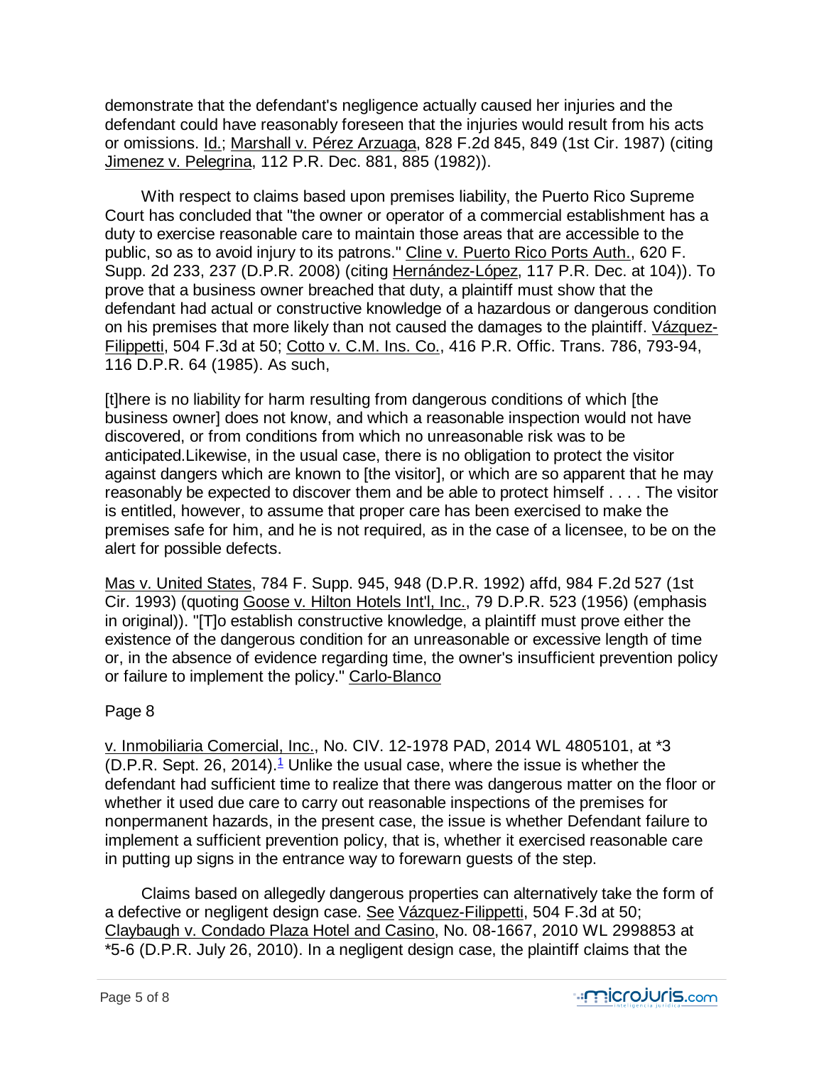demonstrate that the defendant's negligence actually caused her injuries and the defendant could have reasonably foreseen that the injuries would result from his acts or omissions. Id.; Marshall v. Pérez Arzuaga, 828 F.2d 845, 849 (1st Cir. 1987) (citing Jimenez v. Pelegrina, 112 P.R. Dec. 881, 885 (1982)).

With respect to claims based upon premises liability, the Puerto Rico Supreme Court has concluded that "the owner or operator of a commercial establishment has a duty to exercise reasonable care to maintain those areas that are accessible to the public, so as to avoid injury to its patrons." Cline v. Puerto Rico Ports Auth., 620 F. Supp. 2d 233, 237 (D.P.R. 2008) (citing Hernández-López, 117 P.R. Dec. at 104)). To prove that a business owner breached that duty, a plaintiff must show that the defendant had actual or constructive knowledge of a hazardous or dangerous condition on his premises that more likely than not caused the damages to the plaintiff. Vázquez-Filippetti, 504 F.3d at 50; Cotto v. C.M. Ins. Co., 416 P.R. Offic. Trans. 786, 793-94, 116 D.P.R. 64 (1985). As such,

[t]here is no liability for harm resulting from dangerous conditions of which [the business owner] does not know, and which a reasonable inspection would not have discovered, or from conditions from which no unreasonable risk was to be anticipated.Likewise, in the usual case, there is no obligation to protect the visitor against dangers which are known to [the visitor], or which are so apparent that he may reasonably be expected to discover them and be able to protect himself . . . . The visitor is entitled, however, to assume that proper care has been exercised to make the premises safe for him, and he is not required, as in the case of a licensee, to be on the alert for possible defects.

Mas v. United States, 784 F. Supp. 945, 948 (D.P.R. 1992) affd, 984 F.2d 527 (1st Cir. 1993) (quoting Goose v. Hilton Hotels Int'l, Inc., 79 D.P.R. 523 (1956) (emphasis in original)). "[T]o establish constructive knowledge, a plaintiff must prove either the existence of the dangerous condition for an unreasonable or excessive length of time or, in the absence of evidence regarding time, the owner's insufficient prevention policy or failure to implement the policy." Carlo-Blanco

Page 8

v. Inmobiliaria Comercial, Inc., No. CIV. 12-1978 PAD, 2014 WL 4805101, at *3 (D.P.R. Sept. 26, 2014).[1] Unlike the usual case, where the issue is whether the defendant had sufficient time to realize that there was dangerous matter on the floor or whether it used due care to carry out reasonable inspections of the premises for nonpermanent hazards, in the present case, the issue is whether Defendant failure to implement a sufficient prevention policy, that is, whether it exercised reasonable care in putting up signs in the entrance way to forewarn guests of the step.

Claims based on allegedly dangerous properties can alternatively take the form of a defective or negligent design case. See Vázquez-Filippetti, 504 F.3d at 50; Claybaugh v. Condado Plaza Hotel and Casino, No. 08-1667, 2010 WL 2998853 at *5-6 (D.P.R. July 26, 2010). In a negligent design case, the plaintiff claims that the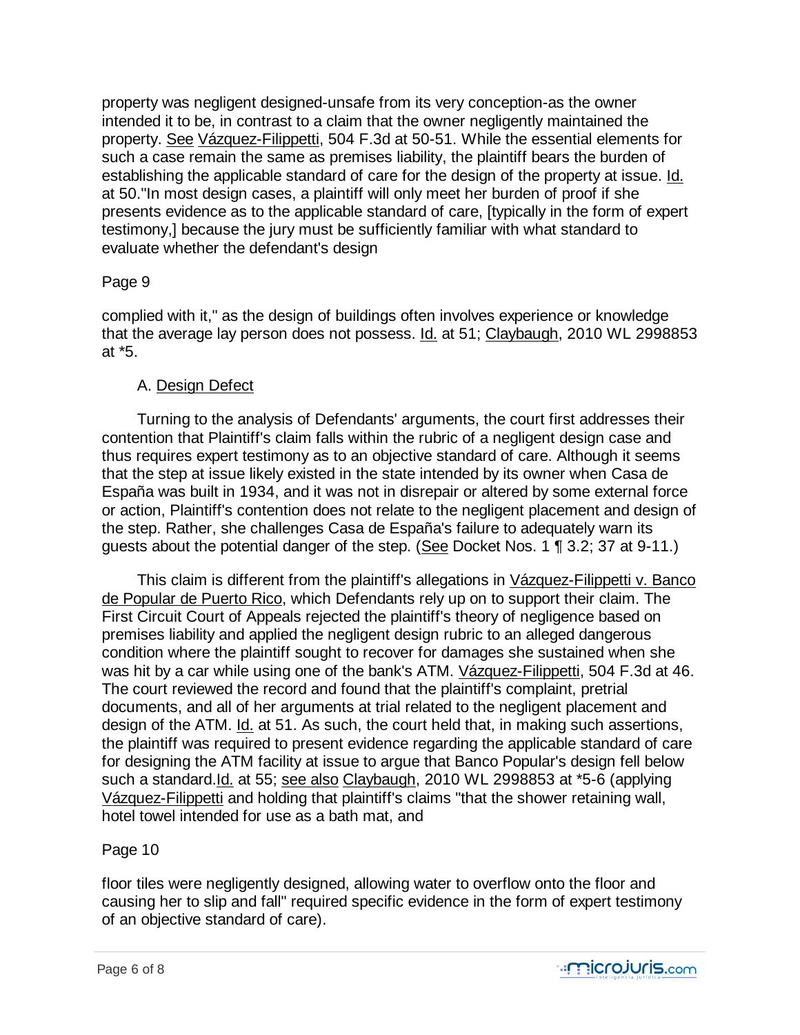property was negligent designed-unsafe from its very conception-as the owner intended it to be, in contrast to a claim that the owner negligently maintained the property. See Vázquez-Filippetti, 504 F.3d at 50-51. While the essential elements for such a case remain the same as premises liability, the plaintiff bears the burden of establishing the applicable standard of care for the design of the property at issue. Id. at 50."In most design cases, a plaintiff will only meet her burden of proof if she presents evidence as to the applicable standard of care, [typically in the form of expert testimony,] because the jury must be sufficiently familiar with what standard to evaluate whether the defendant's design

Page 9

complied with it," as the design of buildings often involves experience or knowledge that the average lay person does not possess. Id. at 51; Claybaugh, 2010 WL 2998853 at *5.

A. Design Defect

Turning to the analysis of Defendants' arguments, the court first addresses their contention that Plaintiff's claim falls within the rubric of a negligent design case and thus requires expert testimony as to an objective standard of care. Although it seems that the step at issue likely existed in the state intended by its owner when Casa de España was built in 1934, and it was not in disrepair or altered by some external force or action, Plaintiff's contention does not relate to the negligent placement and design of the step. Rather, she challenges Casa de España's failure to adequately warn its guests about the potential danger of the step. (See Docket Nos. 1 ¶ 3.2; 37 at 9-11.)

This claim is different from the plaintiff's allegations in Vázquez-Filippetti v. Banco de Popular de Puerto Rico, which Defendants rely up on to support their claim. The First Circuit Court of Appeals rejected the plaintiff's theory of negligence based on premises liability and applied the negligent design rubric to an alleged dangerous condition where the plaintiff sought to recover for damages she sustained when she was hit by a car while using one of the bank's ATM. Vázquez-Filippetti, 504 F.3d at 46. The court reviewed the record and found that the plaintiff's complaint, pretrial documents, and all of her arguments at trial related to the negligent placement and design of the ATM. Id. at 51. As such, the court held that, in making such assertions, the plaintiff was required to present evidence regarding the applicable standard of care for designing the ATM facility at issue to argue that Banco Popular's design fell below such a standard.Id. at 55; see also Claybaugh, 2010 WL 2998853 at *5-6 (applying Vázquez-Filippetti and holding that plaintiff's claims "that the shower retaining wall, hotel towel intended for use as a bath mat, and

Page 10

floor tiles were negligently designed, allowing water to overflow onto the floor and causing her to slip and fall" required specific evidence in the form of expert testimony of an objective standard of care).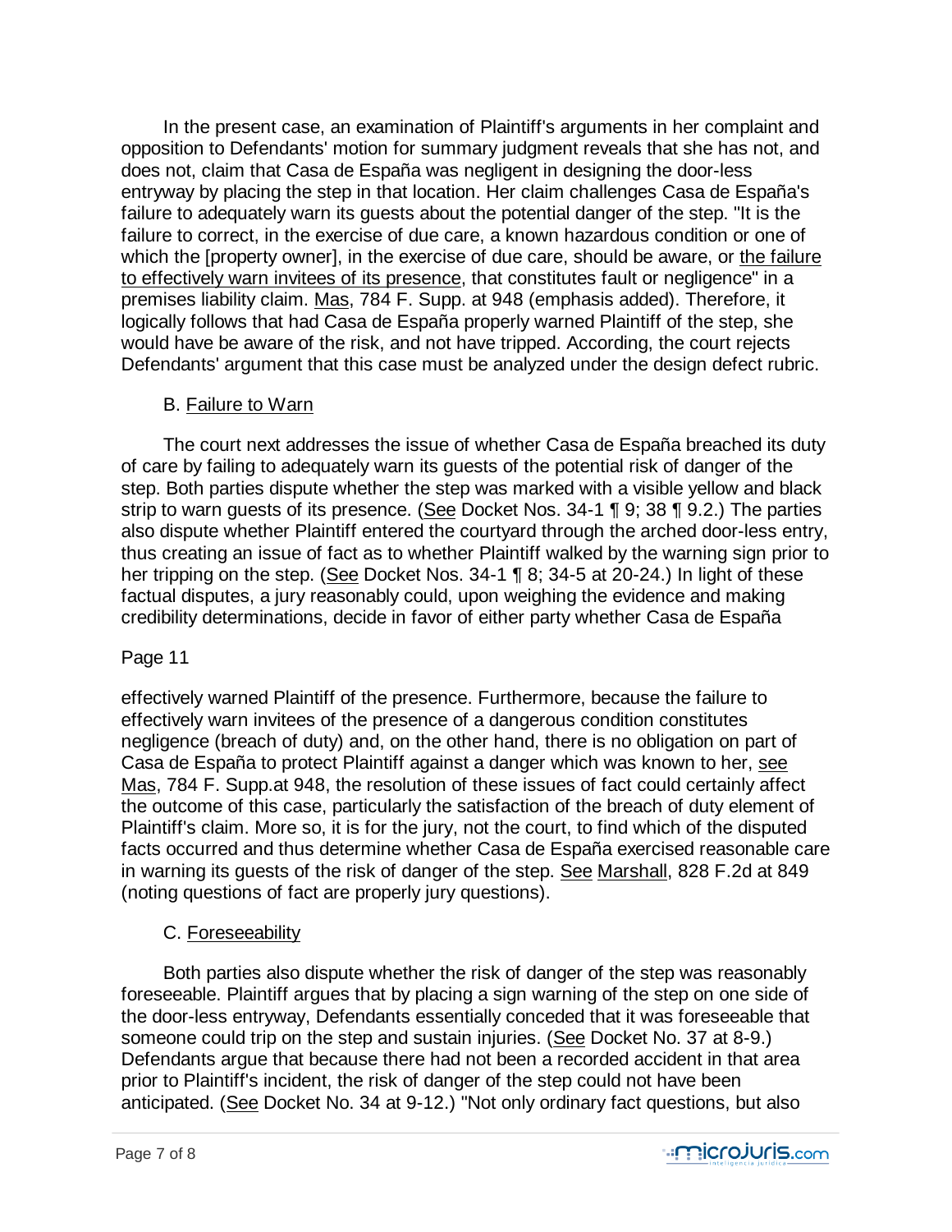In the present case, an examination of Plaintiff's arguments in her complaint and opposition to Defendants' motion for summary judgment reveals that she has not, and does not, claim that Casa de España was negligent in designing the door-less entryway by placing the step in that location. Her claim challenges Casa de España's failure to adequately warn its guests about the potential danger of the step. "It is the failure to correct, in the exercise of due care, a known hazardous condition or one of which the [property owner], in the exercise of due care, should be aware, or the failure to effectively warn invitees of its presence, that constitutes fault or negligence" in a premises liability claim. Mas, 784 F. Supp. at 948 (emphasis added). Therefore, it logically follows that had Casa de España properly warned Plaintiff of the step, she would have be aware of the risk, and not have tripped. According, the court rejects Defendants' argument that this case must be analyzed under the design defect rubric.

B. Failure to Warn

The court next addresses the issue of whether Casa de España breached its duty of care by failing to adequately warn its guests of the potential risk of danger of the step. Both parties dispute whether the step was marked with a visible yellow and black strip to warn guests of its presence. (See Docket Nos. 34-1 ¶ 9; 38 ¶ 9.2.) The parties also dispute whether Plaintiff entered the courtyard through the arched door-less entry, thus creating an issue of fact as to whether Plaintiff walked by the warning sign prior to her tripping on the step. (See Docket Nos. 34-1 ¶ 8; 34-5 at 20-24.) In light of these factual disputes, a jury reasonably could, upon weighing the evidence and making credibility determinations, decide in favor of either party whether Casa de España

Page 11

effectively warned Plaintiff of the presence. Furthermore, because the failure to effectively warn invitees of the presence of a dangerous condition constitutes negligence (breach of duty) and, on the other hand, there is no obligation on part of Casa de España to protect Plaintiff against a danger which was known to her, see Mas, 784 F. Supp.at 948, the resolution of these issues of fact could certainly affect the outcome of this case, particularly the satisfaction of the breach of duty element of Plaintiff's claim. More so, it is for the jury, not the court, to find which of the disputed facts occurred and thus determine whether Casa de España exercised reasonable care in warning its guests of the risk of danger of the step. See Marshall, 828 F.2d at 849 (noting questions of fact are properly jury questions).

C. Foreseeability

Both parties also dispute whether the risk of danger of the step was reasonably foreseeable. Plaintiff argues that by placing a sign warning of the step on one side of the door-less entryway, Defendants essentially conceded that it was foreseeable that someone could trip on the step and sustain injuries. (See Docket No. 37 at 8-9.) Defendants argue that because there had not been a recorded accident in that area prior to Plaintiff's incident, the risk of danger of the step could not have been anticipated. (See Docket No. 34 at 9-12.) "Not only ordinary fact questions, but also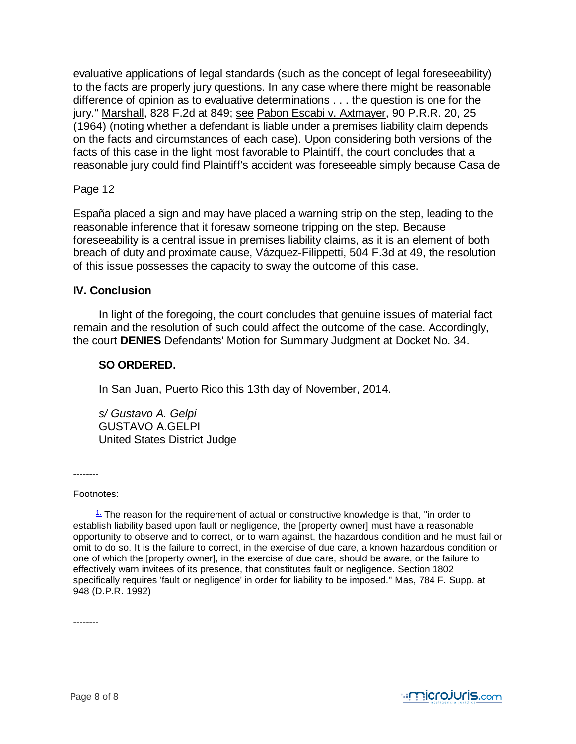evaluative applications of legal standards (such as the concept of legal foreseeability) to the facts are properly jury questions. In any case where there might be reasonable difference of opinion as to evaluative determinations . . . the question is one for the jury." Marshall, 828 F.2d at 849; see Pabon Escabi v. Axtmayer, 90 P.R.R. 20, 25 (1964) (noting whether a defendant is liable under a premises liability claim depends on the facts and circumstances of each case). Upon considering both versions of the facts of this case in the light most favorable to Plaintiff, the court concludes that a reasonable jury could find Plaintiff's accident was foreseeable simply because Casa de

Page 12

España placed a sign and may have placed a warning strip on the step, leading to the reasonable inference that it foresaw someone tripping on the step. Because foreseeability is a central issue in premises liability claims, as it is an element of both breach of duty and proximate cause, Vázquez-Filippetti, 504 F.3d at 49, the resolution of this issue possesses the capacity to sway the outcome of this case.

## IV. Conclusion

In light of the foregoing, the court concludes that genuine issues of material fact remain and the resolution of such could affect the outcome of the case. Accordingly, the court **DENIES** Defendants' Motion for Summary Judgment at Docket No. 34.

**SO ORDERED.**

In San Juan, Puerto Rico this 13th day of November, 2014.

*s/ Gustavo A. Gelpi*
GUSTAVO A.GELPI
United States District Judge

--------

Footnotes:

[1] The reason for the requirement of actual or constructive knowledge is that, "in order to establish liability based upon fault or negligence, the [property owner] must have a reasonable opportunity to observe and to correct, or to warn against, the hazardous condition and he must fail or omit to do so. It is the failure to correct, in the exercise of due care, a known hazardous condition or one of which the [property owner], in the exercise of due care, should be aware, or the failure to effectively warn invitees of its presence, that constitutes fault or negligence. Section 1802 specifically requires 'fault or negligence' in order for liability to be imposed." Mas, 784 F. Supp. at 948 (D.P.R. 1992)

--------